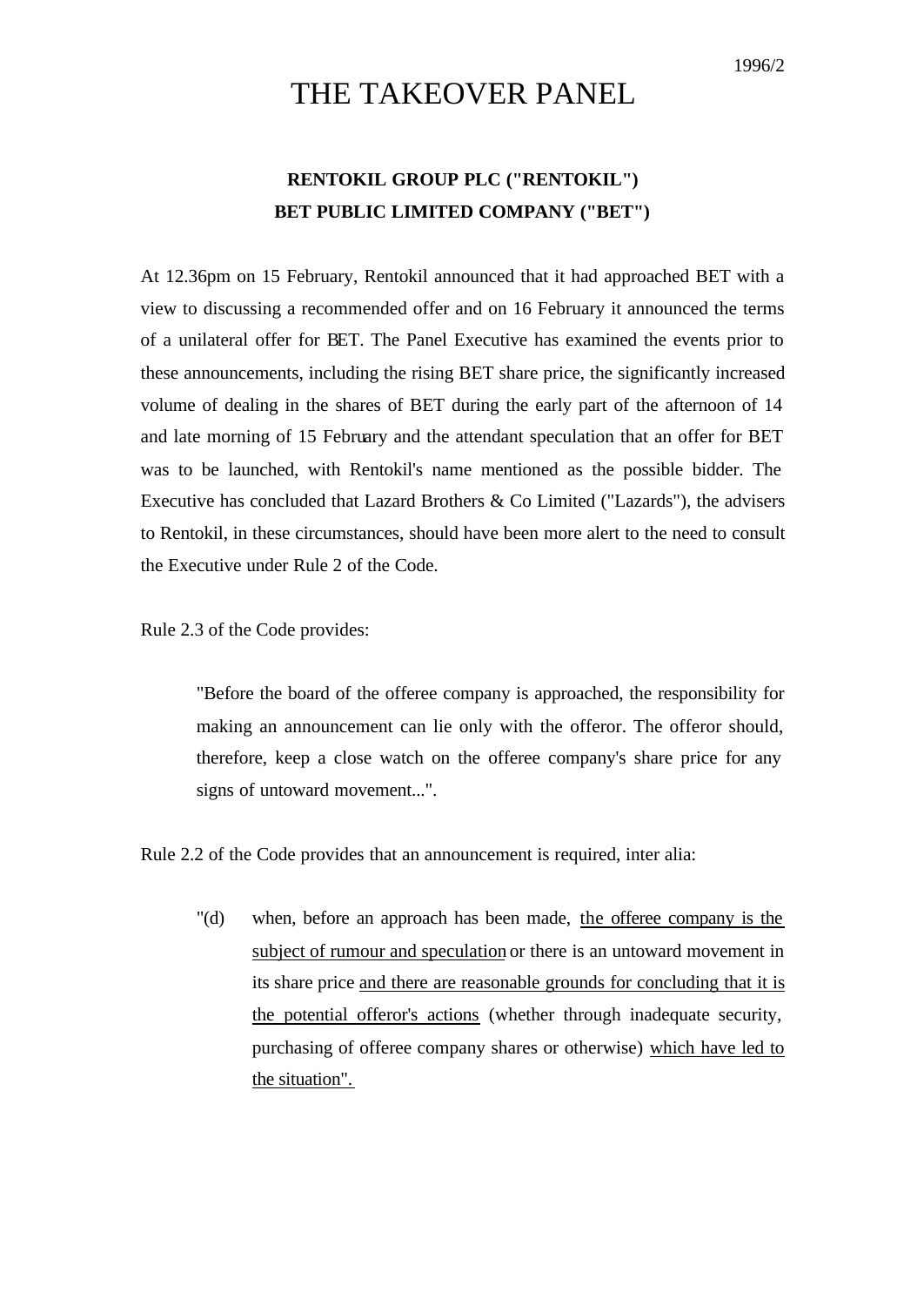1996/2

# THE TAKEOVER PANEL

## RENTOKIL GROUP PLC ("RENTOKIL")
## BET PUBLIC LIMITED COMPANY ("BET")

At 12.36pm on 15 February, Rentokil announced that it had approached BET with a view to discussing a recommended offer and on 16 February it announced the terms of a unilateral offer for BET. The Panel Executive has examined the events prior to these announcements, including the rising BET share price, the significantly increased volume of dealing in the shares of BET during the early part of the afternoon of 14 and late morning of 15 February and the attendant speculation that an offer for BET was to be launched, with Rentokil's name mentioned as the possible bidder. The Executive has concluded that Lazard Brothers & Co Limited ("Lazards"), the advisers to Rentokil, in these circumstances, should have been more alert to the need to consult the Executive under Rule 2 of the Code.

Rule 2.3 of the Code provides:

> "Before the board of the offeree company is approached, the responsibility for making an announcement can lie only with the offeror. The offeror should, therefore, keep a close watch on the offeree company's share price for any signs of untoward movement...".

Rule 2.2 of the Code provides that an announcement is required, inter alia:

> "(d) when, before an approach has been made, <u>the offeree company is the subject of rumour and speculation</u> or there is an untoward movement in its share price <u>and there are reasonable grounds for concluding that it is the potential offeror's actions</u> (whether through inadequate security, purchasing of offeree company shares or otherwise) <u>which have led to the situation".</u>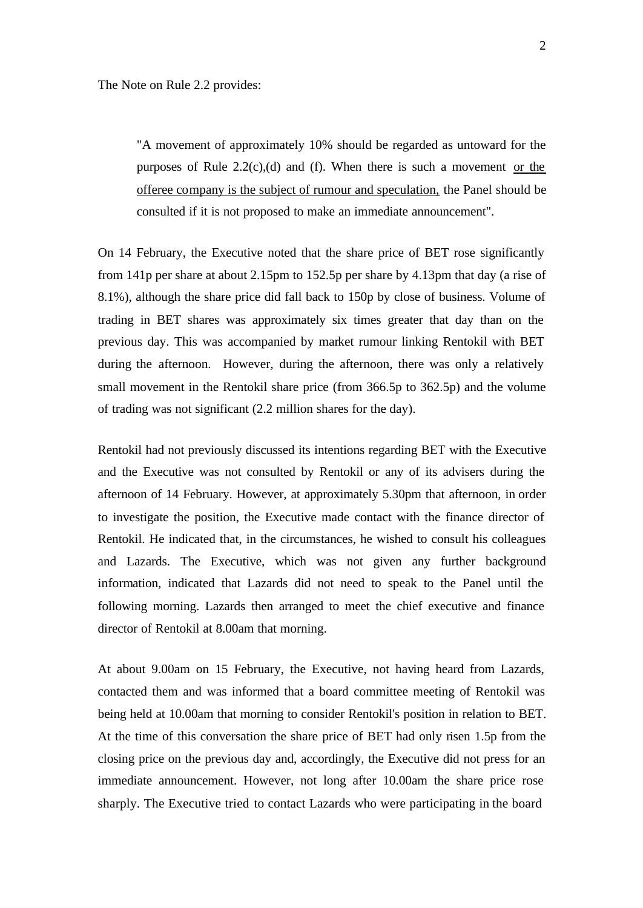The Note on Rule 2.2 provides:

> "A movement of approximately 10% should be regarded as untoward for the purposes of Rule 2.2(c),(d) and (f). When there is such a movement <u>or the offeree company is the subject of rumour and speculation,</u> the Panel should be consulted if it is not proposed to make an immediate announcement".

On 14 February, the Executive noted that the share price of BET rose significantly from 141p per share at about 2.15pm to 152.5p per share by 4.13pm that day (a rise of 8.1%), although the share price did fall back to 150p by close of business. Volume of trading in BET shares was approximately six times greater that day than on the previous day. This was accompanied by market rumour linking Rentokil with BET during the afternoon. However, during the afternoon, there was only a relatively small movement in the Rentokil share price (from 366.5p to 362.5p) and the volume of trading was not significant (2.2 million shares for the day).

Rentokil had not previously discussed its intentions regarding BET with the Executive and the Executive was not consulted by Rentokil or any of its advisers during the afternoon of 14 February. However, at approximately 5.30pm that afternoon, in order to investigate the position, the Executive made contact with the finance director of Rentokil. He indicated that, in the circumstances, he wished to consult his colleagues and Lazards. The Executive, which was not given any further background information, indicated that Lazards did not need to speak to the Panel until the following morning. Lazards then arranged to meet the chief executive and finance director of Rentokil at 8.00am that morning.

At about 9.00am on 15 February, the Executive, not having heard from Lazards, contacted them and was informed that a board committee meeting of Rentokil was being held at 10.00am that morning to consider Rentokil's position in relation to BET. At the time of this conversation the share price of BET had only risen 1.5p from the closing price on the previous day and, accordingly, the Executive did not press for an immediate announcement. However, not long after 10.00am the share price rose sharply. The Executive tried to contact Lazards who were participating in the board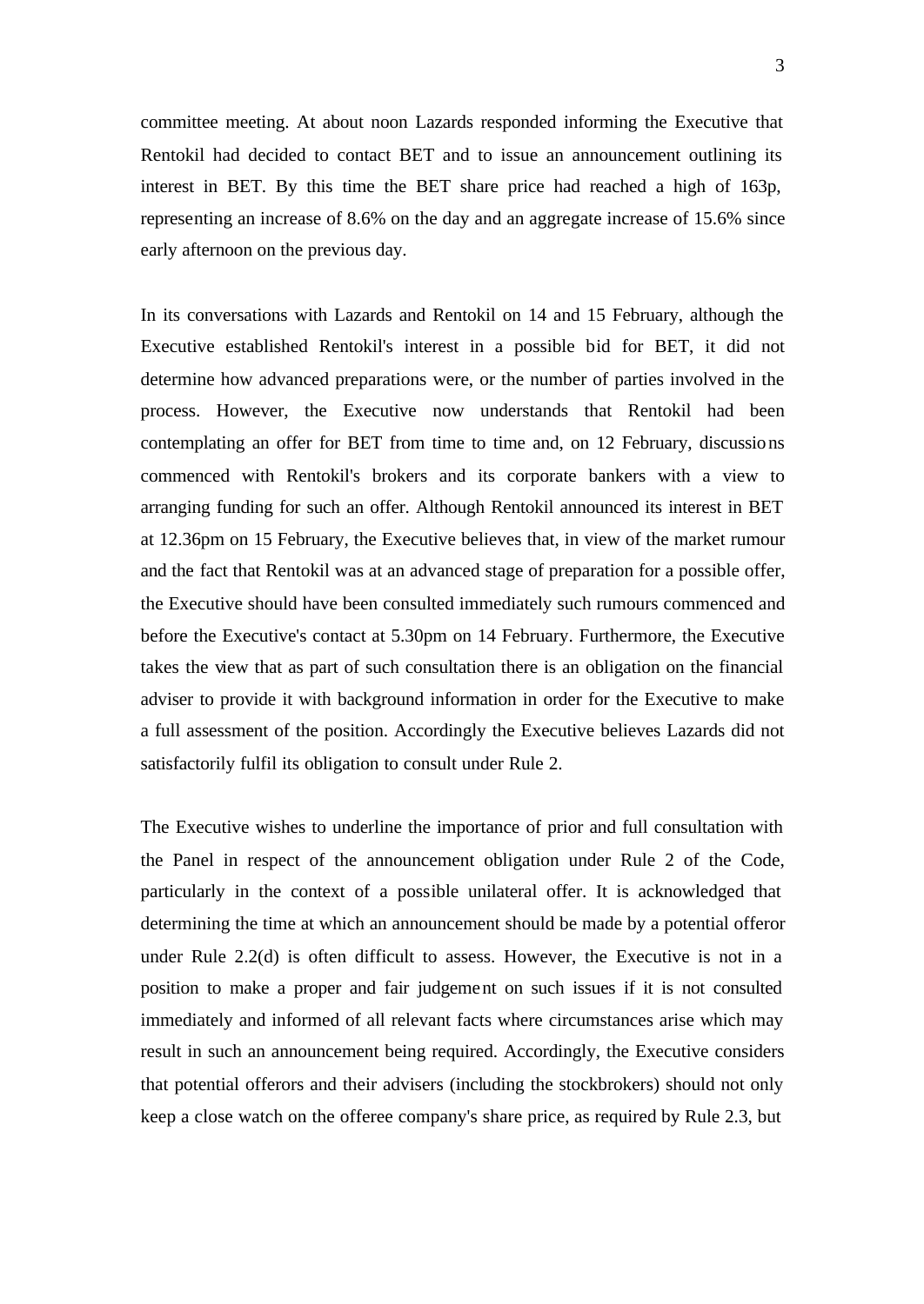committee meeting. At about noon Lazards responded informing the Executive that Rentokil had decided to contact BET and to issue an announcement outlining its interest in BET. By this time the BET share price had reached a high of 163p, representing an increase of 8.6% on the day and an aggregate increase of 15.6% since early afternoon on the previous day.

In its conversations with Lazards and Rentokil on 14 and 15 February, although the Executive established Rentokil's interest in a possible bid for BET, it did not determine how advanced preparations were, or the number of parties involved in the process. However, the Executive now understands that Rentokil had been contemplating an offer for BET from time to time and, on 12 February, discussions commenced with Rentokil's brokers and its corporate bankers with a view to arranging funding for such an offer. Although Rentokil announced its interest in BET at 12.36pm on 15 February, the Executive believes that, in view of the market rumour and the fact that Rentokil was at an advanced stage of preparation for a possible offer, the Executive should have been consulted immediately such rumours commenced and before the Executive's contact at 5.30pm on 14 February. Furthermore, the Executive takes the view that as part of such consultation there is an obligation on the financial adviser to provide it with background information in order for the Executive to make a full assessment of the position. Accordingly the Executive believes Lazards did not satisfactorily fulfil its obligation to consult under Rule 2.

The Executive wishes to underline the importance of prior and full consultation with the Panel in respect of the announcement obligation under Rule 2 of the Code, particularly in the context of a possible unilateral offer. It is acknowledged that determining the time at which an announcement should be made by a potential offeror under Rule 2.2(d) is often difficult to assess. However, the Executive is not in a position to make a proper and fair judgement on such issues if it is not consulted immediately and informed of all relevant facts where circumstances arise which may result in such an announcement being required. Accordingly, the Executive considers that potential offerors and their advisers (including the stockbrokers) should not only keep a close watch on the offeree company's share price, as required by Rule 2.3, but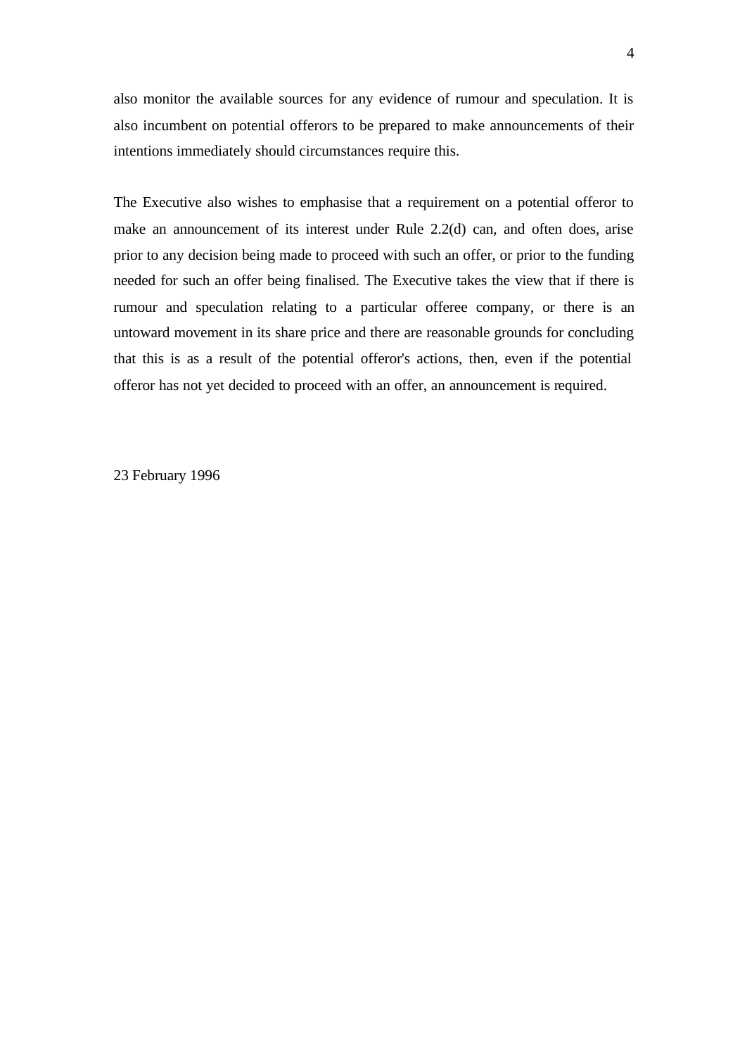also monitor the available sources for any evidence of rumour and speculation. It is also incumbent on potential offerors to be prepared to make announcements of their intentions immediately should circumstances require this.

The Executive also wishes to emphasise that a requirement on a potential offeror to make an announcement of its interest under Rule 2.2(d) can, and often does, arise prior to any decision being made to proceed with such an offer, or prior to the funding needed for such an offer being finalised. The Executive takes the view that if there is rumour and speculation relating to a particular offeree company, or there is an untoward movement in its share price and there are reasonable grounds for concluding that this is as a result of the potential offeror's actions, then, even if the potential offeror has not yet decided to proceed with an offer, an announcement is required.

23 February 1996